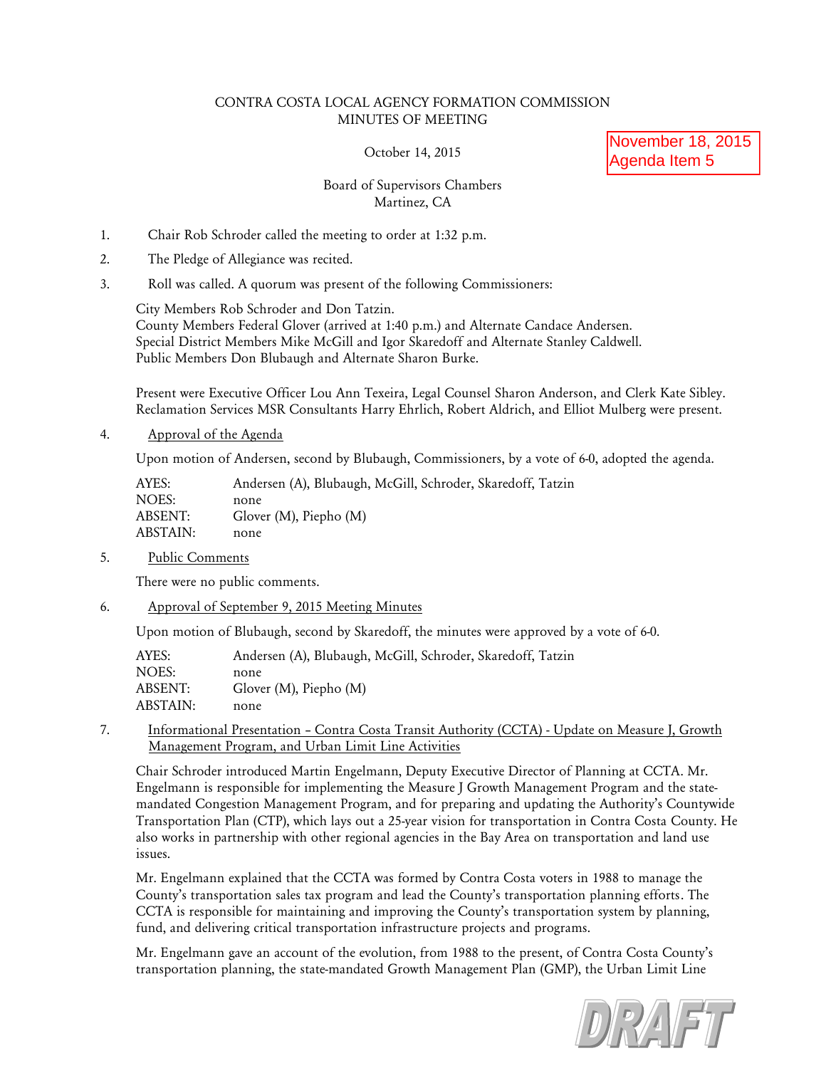CONTRA COSTA LOCAL AGENCY FORMATION COMMISSION
MINUTES OF MEETING

October 14, 2015

November 18, 2015
Agenda Item 5

Board of Supervisors Chambers
Martinez, CA

1. Chair Rob Schroder called the meeting to order at 1:32 p.m.

2. The Pledge of Allegiance was recited.

3. Roll was called. A quorum was present of the following Commissioners:

   City Members Rob Schroder and Don Tatzin.
   County Members Federal Glover (arrived at 1:40 p.m.) and Alternate Candace Andersen.
   Special District Members Mike McGill and Igor Skaredoff and Alternate Stanley Caldwell.
   Public Members Don Blubaugh and Alternate Sharon Burke.

   Present were Executive Officer Lou Ann Texeira, Legal Counsel Sharon Anderson, and Clerk Kate Sibley. Reclamation Services MSR Consultants Harry Ehrlich, Robert Aldrich, and Elliot Mulberg were present.

4. Approval of the Agenda

   Upon motion of Andersen, second by Blubaugh, Commissioners, by a vote of 6-0, adopted the agenda.

   | | |
   |---|---|
   | AYES: | Andersen (A), Blubaugh, McGill, Schroder, Skaredoff, Tatzin |
   | NOES: | none |
   | ABSENT: | Glover (M), Piepho (M) |
   | ABSTAIN: | none |

5. Public Comments

   There were no public comments.

6. Approval of September 9, 2015 Meeting Minutes

   Upon motion of Blubaugh, second by Skaredoff, the minutes were approved by a vote of 6-0.

   | | |
   |---|---|
   | AYES: | Andersen (A), Blubaugh, McGill, Schroder, Skaredoff, Tatzin |
   | NOES: | none |
   | ABSENT: | Glover (M), Piepho (M) |
   | ABSTAIN: | none |

7. Informational Presentation – Contra Costa Transit Authority (CCTA) - Update on Measure J, Growth Management Program, and Urban Limit Line Activities

   Chair Schroder introduced Martin Engelmann, Deputy Executive Director of Planning at CCTA. Mr. Engelmann is responsible for implementing the Measure J Growth Management Program and the state-mandated Congestion Management Program, and for preparing and updating the Authority's Countywide Transportation Plan (CTP), which lays out a 25-year vision for transportation in Contra Costa County. He also works in partnership with other regional agencies in the Bay Area on transportation and land use issues.

   Mr. Engelmann explained that the CCTA was formed by Contra Costa voters in 1988 to manage the County's transportation sales tax program and lead the County's transportation planning efforts. The CCTA is responsible for maintaining and improving the County's transportation system by planning, fund, and delivering critical transportation infrastructure projects and programs.

   Mr. Engelmann gave an account of the evolution, from 1988 to the present, of Contra Costa County's transportation planning, the state-mandated Growth Management Plan (GMP), the Urban Limit Line

DRAFT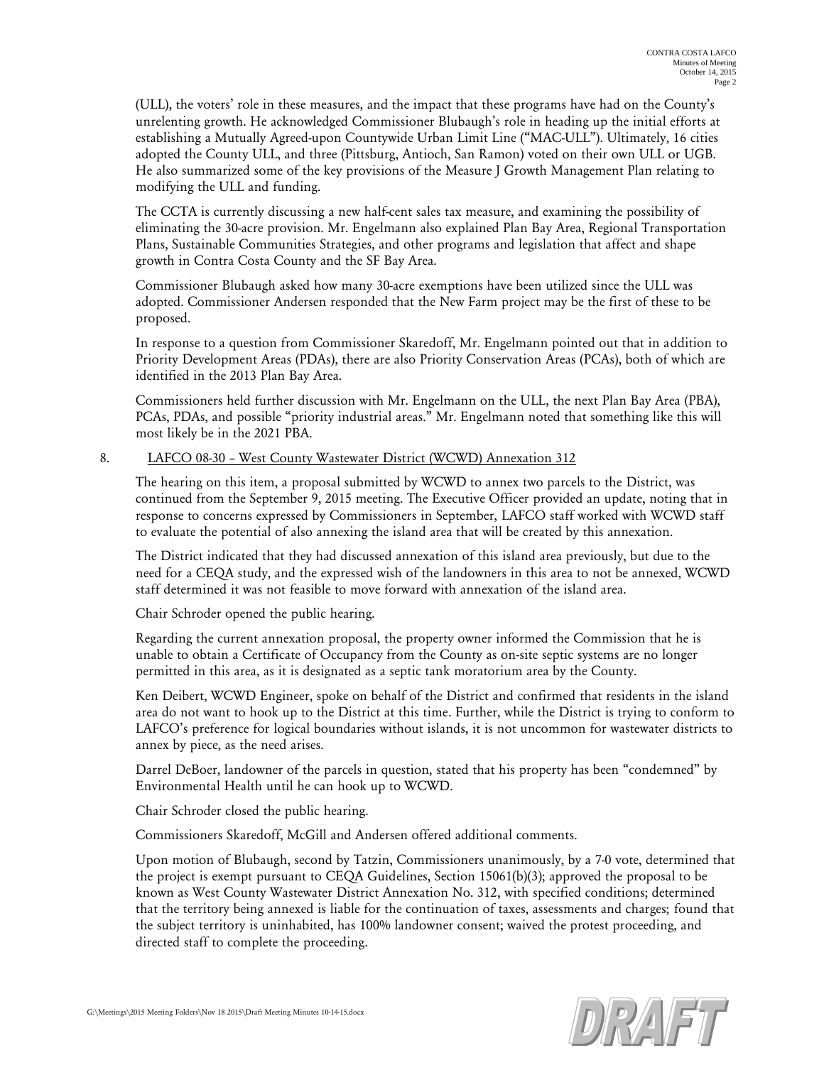(ULL), the voters' role in these measures, and the impact that these programs have had on the County's unrelenting growth. He acknowledged Commissioner Blubaugh's role in heading up the initial efforts at establishing a Mutually Agreed-upon Countywide Urban Limit Line ("MAC-ULL"). Ultimately, 16 cities adopted the County ULL, and three (Pittsburg, Antioch, San Ramon) voted on their own ULL or UGB. He also summarized some of the key provisions of the Measure J Growth Management Plan relating to modifying the ULL and funding.

The CCTA is currently discussing a new half-cent sales tax measure, and examining the possibility of eliminating the 30-acre provision. Mr. Engelmann also explained Plan Bay Area, Regional Transportation Plans, Sustainable Communities Strategies, and other programs and legislation that affect and shape growth in Contra Costa County and the SF Bay Area.

Commissioner Blubaugh asked how many 30-acre exemptions have been utilized since the ULL was adopted. Commissioner Andersen responded that the New Farm project may be the first of these to be proposed.

In response to a question from Commissioner Skaredoff, Mr. Engelmann pointed out that in addition to Priority Development Areas (PDAs), there are also Priority Conservation Areas (PCAs), both of which are identified in the 2013 Plan Bay Area.

Commissioners held further discussion with Mr. Engelmann on the ULL, the next Plan Bay Area (PBA), PCAs, PDAs, and possible "priority industrial areas." Mr. Engelmann noted that something like this will most likely be in the 2021 PBA.

8. LAFCO 08-30 – West County Wastewater District (WCWD) Annexation 312

The hearing on this item, a proposal submitted by WCWD to annex two parcels to the District, was continued from the September 9, 2015 meeting. The Executive Officer provided an update, noting that in response to concerns expressed by Commissioners in September, LAFCO staff worked with WCWD staff to evaluate the potential of also annexing the island area that will be created by this annexation.

The District indicated that they had discussed annexation of this island area previously, but due to the need for a CEQA study, and the expressed wish of the landowners in this area to not be annexed, WCWD staff determined it was not feasible to move forward with annexation of the island area.

Chair Schroder opened the public hearing.

Regarding the current annexation proposal, the property owner informed the Commission that he is unable to obtain a Certificate of Occupancy from the County as on-site septic systems are no longer permitted in this area, as it is designated as a septic tank moratorium area by the County.

Ken Deibert, WCWD Engineer, spoke on behalf of the District and confirmed that residents in the island area do not want to hook up to the District at this time. Further, while the District is trying to conform to LAFCO's preference for logical boundaries without islands, it is not uncommon for wastewater districts to annex by piece, as the need arises.

Darrel DeBoer, landowner of the parcels in question, stated that his property has been "condemned" by Environmental Health until he can hook up to WCWD.

Chair Schroder closed the public hearing.

Commissioners Skaredoff, McGill and Andersen offered additional comments.

Upon motion of Blubaugh, second by Tatzin, Commissioners unanimously, by a 7-0 vote, determined that the project is exempt pursuant to CEQA Guidelines, Section 15061(b)(3); approved the proposal to be known as West County Wastewater District Annexation No. 312, with specified conditions; determined that the territory being annexed is liable for the continuation of taxes, assessments and charges; found that the subject territory is uninhabited, has 100% landowner consent; waived the protest proceeding, and directed staff to complete the proceeding.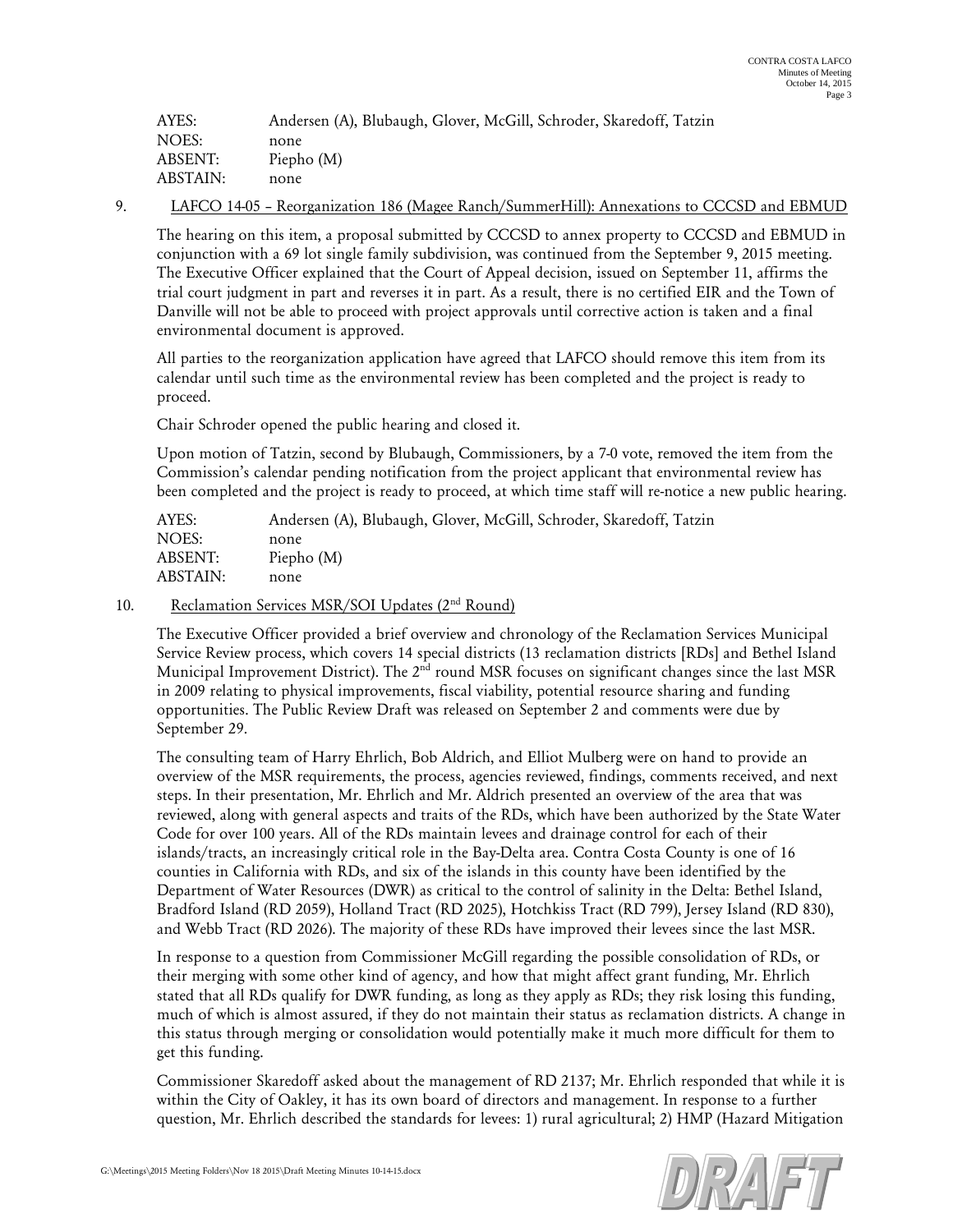| | |
|---|---|
| AYES: | Andersen (A), Blubaugh, Glover, McGill, Schroder, Skaredoff, Tatzin |
| NOES: | none |
| ABSENT: | Piepho (M) |
| ABSTAIN: | none |

9. <u>LAFCO 14-05 – Reorganization 186 (Magee Ranch/SummerHill): Annexations to CCCSD and EBMUD</u>

The hearing on this item, a proposal submitted by CCCSD to annex property to CCCSD and EBMUD in conjunction with a 69 lot single family subdivision, was continued from the September 9, 2015 meeting. The Executive Officer explained that the Court of Appeal decision, issued on September 11, affirms the trial court judgment in part and reverses it in part. As a result, there is no certified EIR and the Town of Danville will not be able to proceed with project approvals until corrective action is taken and a final environmental document is approved.

All parties to the reorganization application have agreed that LAFCO should remove this item from its calendar until such time as the environmental review has been completed and the project is ready to proceed.

Chair Schroder opened the public hearing and closed it.

Upon motion of Tatzin, second by Blubaugh, Commissioners, by a 7-0 vote, removed the item from the Commission's calendar pending notification from the project applicant that environmental review has been completed and the project is ready to proceed, at which time staff will re-notice a new public hearing.

| | |
|---|---|
| AYES: | Andersen (A), Blubaugh, Glover, McGill, Schroder, Skaredoff, Tatzin |
| NOES: | none |
| ABSENT: | Piepho (M) |
| ABSTAIN: | none |

10. <u>Reclamation Services MSR/SOI Updates (2nd Round)</u>

The Executive Officer provided a brief overview and chronology of the Reclamation Services Municipal Service Review process, which covers 14 special districts (13 reclamation districts [RDs] and Bethel Island Municipal Improvement District). The 2nd round MSR focuses on significant changes since the last MSR in 2009 relating to physical improvements, fiscal viability, potential resource sharing and funding opportunities. The Public Review Draft was released on September 2 and comments were due by September 29.

The consulting team of Harry Ehrlich, Bob Aldrich, and Elliot Mulberg were on hand to provide an overview of the MSR requirements, the process, agencies reviewed, findings, comments received, and next steps. In their presentation, Mr. Ehrlich and Mr. Aldrich presented an overview of the area that was reviewed, along with general aspects and traits of the RDs, which have been authorized by the State Water Code for over 100 years. All of the RDs maintain levees and drainage control for each of their islands/tracts, an increasingly critical role in the Bay-Delta area. Contra Costa County is one of 16 counties in California with RDs, and six of the islands in this county have been identified by the Department of Water Resources (DWR) as critical to the control of salinity in the Delta: Bethel Island, Bradford Island (RD 2059), Holland Tract (RD 2025), Hotchkiss Tract (RD 799), Jersey Island (RD 830), and Webb Tract (RD 2026). The majority of these RDs have improved their levees since the last MSR.

In response to a question from Commissioner McGill regarding the possible consolidation of RDs, or their merging with some other kind of agency, and how that might affect grant funding, Mr. Ehrlich stated that all RDs qualify for DWR funding, as long as they apply as RDs; they risk losing this funding, much of which is almost assured, if they do not maintain their status as reclamation districts. A change in this status through merging or consolidation would potentially make it much more difficult for them to get this funding.

Commissioner Skaredoff asked about the management of RD 2137; Mr. Ehrlich responded that while it is within the City of Oakley, it has its own board of directors and management. In response to a further question, Mr. Ehrlich described the standards for levees: 1) rural agricultural; 2) HMP (Hazard Mitigation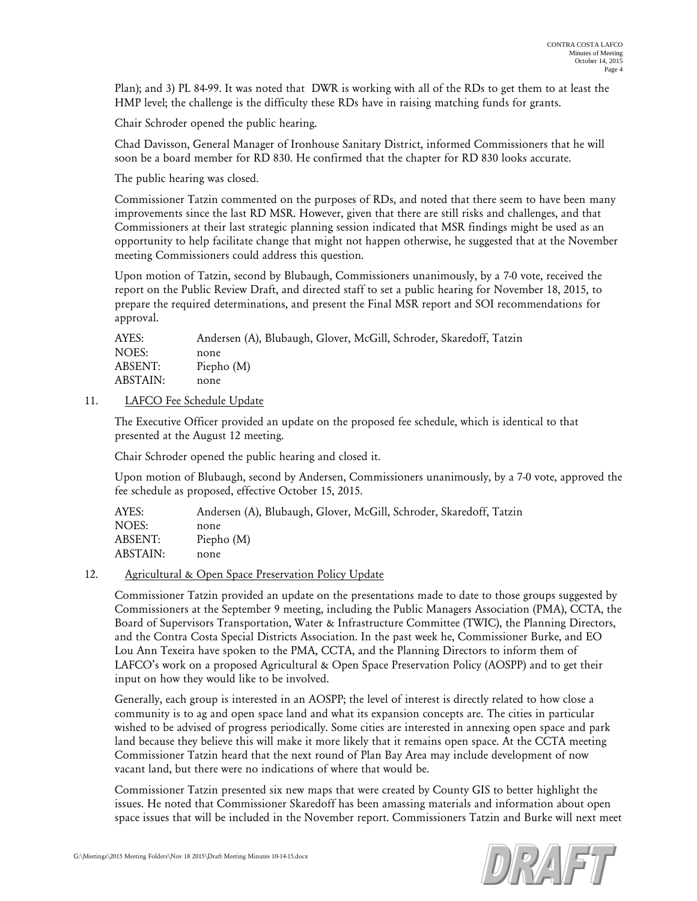Plan); and 3) PL 84-99. It was noted that DWR is working with all of the RDs to get them to at least the HMP level; the challenge is the difficulty these RDs have in raising matching funds for grants.

Chair Schroder opened the public hearing.

Chad Davisson, General Manager of Ironhouse Sanitary District, informed Commissioners that he will soon be a board member for RD 830. He confirmed that the chapter for RD 830 looks accurate.

The public hearing was closed.

Commissioner Tatzin commented on the purposes of RDs, and noted that there seem to have been many improvements since the last RD MSR. However, given that there are still risks and challenges, and that Commissioners at their last strategic planning session indicated that MSR findings might be used as an opportunity to help facilitate change that might not happen otherwise, he suggested that at the November meeting Commissioners could address this question.

Upon motion of Tatzin, second by Blubaugh, Commissioners unanimously, by a 7-0 vote, received the report on the Public Review Draft, and directed staff to set a public hearing for November 18, 2015, to prepare the required determinations, and present the Final MSR report and SOI recommendations for approval.

AYES: Andersen (A), Blubaugh, Glover, McGill, Schroder, Skaredoff, Tatzin
NOES: none
ABSENT: Piepho (M)
ABSTAIN: none

11. LAFCO Fee Schedule Update

The Executive Officer provided an update on the proposed fee schedule, which is identical to that presented at the August 12 meeting.

Chair Schroder opened the public hearing and closed it.

Upon motion of Blubaugh, second by Andersen, Commissioners unanimously, by a 7-0 vote, approved the fee schedule as proposed, effective October 15, 2015.

AYES: Andersen (A), Blubaugh, Glover, McGill, Schroder, Skaredoff, Tatzin
NOES: none
ABSENT: Piepho (M)
ABSTAIN: none

12. Agricultural & Open Space Preservation Policy Update

Commissioner Tatzin provided an update on the presentations made to date to those groups suggested by Commissioners at the September 9 meeting, including the Public Managers Association (PMA), CCTA, the Board of Supervisors Transportation, Water & Infrastructure Committee (TWIC), the Planning Directors, and the Contra Costa Special Districts Association. In the past week he, Commissioner Burke, and EO Lou Ann Texeira have spoken to the PMA, CCTA, and the Planning Directors to inform them of LAFCO's work on a proposed Agricultural & Open Space Preservation Policy (AOSPP) and to get their input on how they would like to be involved.

Generally, each group is interested in an AOSPP; the level of interest is directly related to how close a community is to ag and open space land and what its expansion concepts are. The cities in particular wished to be advised of progress periodically. Some cities are interested in annexing open space and park land because they believe this will make it more likely that it remains open space. At the CCTA meeting Commissioner Tatzin heard that the next round of Plan Bay Area may include development of now vacant land, but there were no indications of where that would be.

Commissioner Tatzin presented six new maps that were created by County GIS to better highlight the issues. He noted that Commissioner Skaredoff has been amassing materials and information about open space issues that will be included in the November report. Commissioners Tatzin and Burke will next meet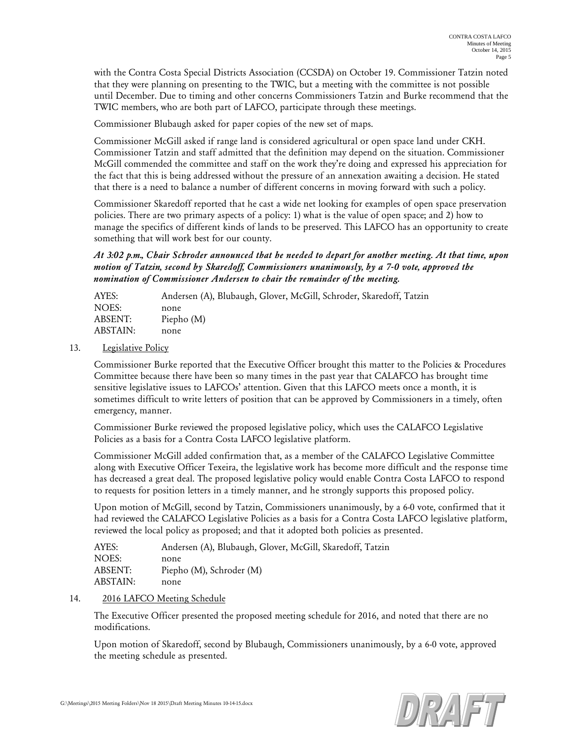with the Contra Costa Special Districts Association (CCSDA) on October 19. Commissioner Tatzin noted that they were planning on presenting to the TWIC, but a meeting with the committee is not possible until December. Due to timing and other concerns Commissioners Tatzin and Burke recommend that the TWIC members, who are both part of LAFCO, participate through these meetings.

Commissioner Blubaugh asked for paper copies of the new set of maps.

Commissioner McGill asked if range land is considered agricultural or open space land under CKH. Commissioner Tatzin and staff admitted that the definition may depend on the situation. Commissioner McGill commended the committee and staff on the work they're doing and expressed his appreciation for the fact that this is being addressed without the pressure of an annexation awaiting a decision. He stated that there is a need to balance a number of different concerns in moving forward with such a policy.

Commissioner Skaredoff reported that he cast a wide net looking for examples of open space preservation policies. There are two primary aspects of a policy: 1) what is the value of open space; and 2) how to manage the specifics of different kinds of lands to be preserved. This LAFCO has an opportunity to create something that will work best for our county.

***At 3:02 p.m., Chair Schroder announced that he needed to depart for another meeting. At that time, upon motion of Tatzin, second by Skaredoff, Commissioners unanimously, by a 7-0 vote, approved the nomination of Commissioner Andersen to chair the remainder of the meeting.***

| | |
|---|---|
| AYES: | Andersen (A), Blubaugh, Glover, McGill, Schroder, Skaredoff, Tatzin |
| NOES: | none |
| ABSENT: | Piepho (M) |
| ABSTAIN: | none |

13. Legislative Policy

Commissioner Burke reported that the Executive Officer brought this matter to the Policies & Procedures Committee because there have been so many times in the past year that CALAFCO has brought time sensitive legislative issues to LAFCOs' attention. Given that this LAFCO meets once a month, it is sometimes difficult to write letters of position that can be approved by Commissioners in a timely, often emergency, manner.

Commissioner Burke reviewed the proposed legislative policy, which uses the CALAFCO Legislative Policies as a basis for a Contra Costa LAFCO legislative platform.

Commissioner McGill added confirmation that, as a member of the CALAFCO Legislative Committee along with Executive Officer Texeira, the legislative work has become more difficult and the response time has decreased a great deal. The proposed legislative policy would enable Contra Costa LAFCO to respond to requests for position letters in a timely manner, and he strongly supports this proposed policy.

Upon motion of McGill, second by Tatzin, Commissioners unanimously, by a 6-0 vote, confirmed that it had reviewed the CALAFCO Legislative Policies as a basis for a Contra Costa LAFCO legislative platform, reviewed the local policy as proposed; and that it adopted both policies as presented.

| | |
|---|---|
| AYES: | Andersen (A), Blubaugh, Glover, McGill, Skaredoff, Tatzin |
| NOES: | none |
| ABSENT: | Piepho (M), Schroder (M) |
| ABSTAIN: | none |

14. 2016 LAFCO Meeting Schedule

The Executive Officer presented the proposed meeting schedule for 2016, and noted that there are no modifications.

Upon motion of Skaredoff, second by Blubaugh, Commissioners unanimously, by a 6-0 vote, approved the meeting schedule as presented.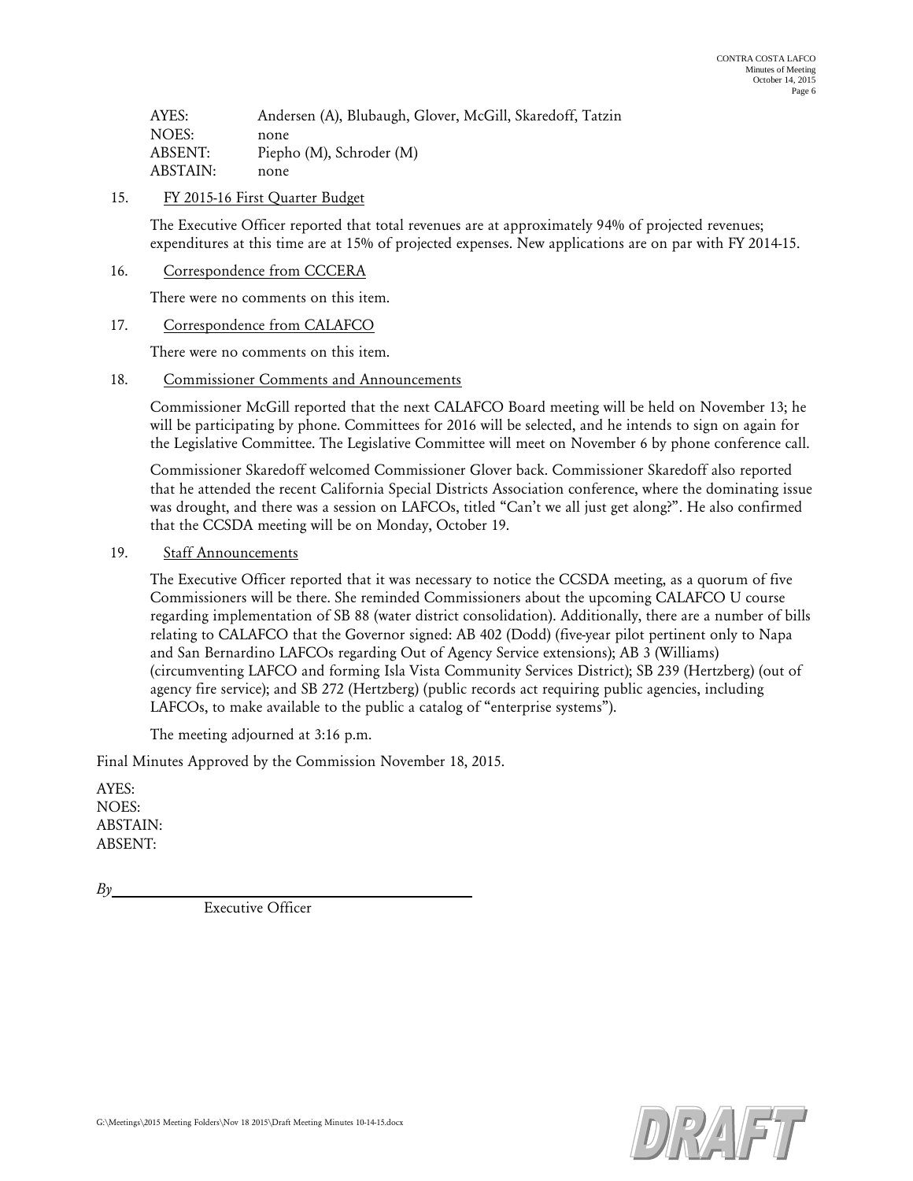| | |
|---|---|
| AYES: | Andersen (A), Blubaugh, Glover, McGill, Skaredoff, Tatzin |
| NOES: | none |
| ABSENT: | Piepho (M), Schroder (M) |
| ABSTAIN: | none |

15. FY 2015-16 First Quarter Budget

    The Executive Officer reported that total revenues are at approximately 94% of projected revenues; expenditures at this time are at 15% of projected expenses. New applications are on par with FY 2014-15.

16. Correspondence from CCCERA

    There were no comments on this item.

17. Correspondence from CALAFCO

    There were no comments on this item.

18. Commissioner Comments and Announcements

    Commissioner McGill reported that the next CALAFCO Board meeting will be held on November 13; he will be participating by phone. Committees for 2016 will be selected, and he intends to sign on again for the Legislative Committee. The Legislative Committee will meet on November 6 by phone conference call.

    Commissioner Skaredoff welcomed Commissioner Glover back. Commissioner Skaredoff also reported that he attended the recent California Special Districts Association conference, where the dominating issue was drought, and there was a session on LAFCOs, titled "Can't we all just get along?". He also confirmed that the CCSDA meeting will be on Monday, October 19.

19. Staff Announcements

    The Executive Officer reported that it was necessary to notice the CCSDA meeting, as a quorum of five Commissioners will be there. She reminded Commissioners about the upcoming CALAFCO U course regarding implementation of SB 88 (water district consolidation). Additionally, there are a number of bills relating to CALAFCO that the Governor signed: AB 402 (Dodd) (five-year pilot pertinent only to Napa and San Bernardino LAFCOs regarding Out of Agency Service extensions); AB 3 (Williams) (circumventing LAFCO and forming Isla Vista Community Services District); SB 239 (Hertzberg) (out of agency fire service); and SB 272 (Hertzberg) (public records act requiring public agencies, including LAFCOs, to make available to the public a catalog of "enterprise systems").

    The meeting adjourned at 3:16 p.m.

Final Minutes Approved by the Commission November 18, 2015.

AYES:
NOES:
ABSTAIN:
ABSENT:

*By* ______________________________

Executive Officer

DRAFT